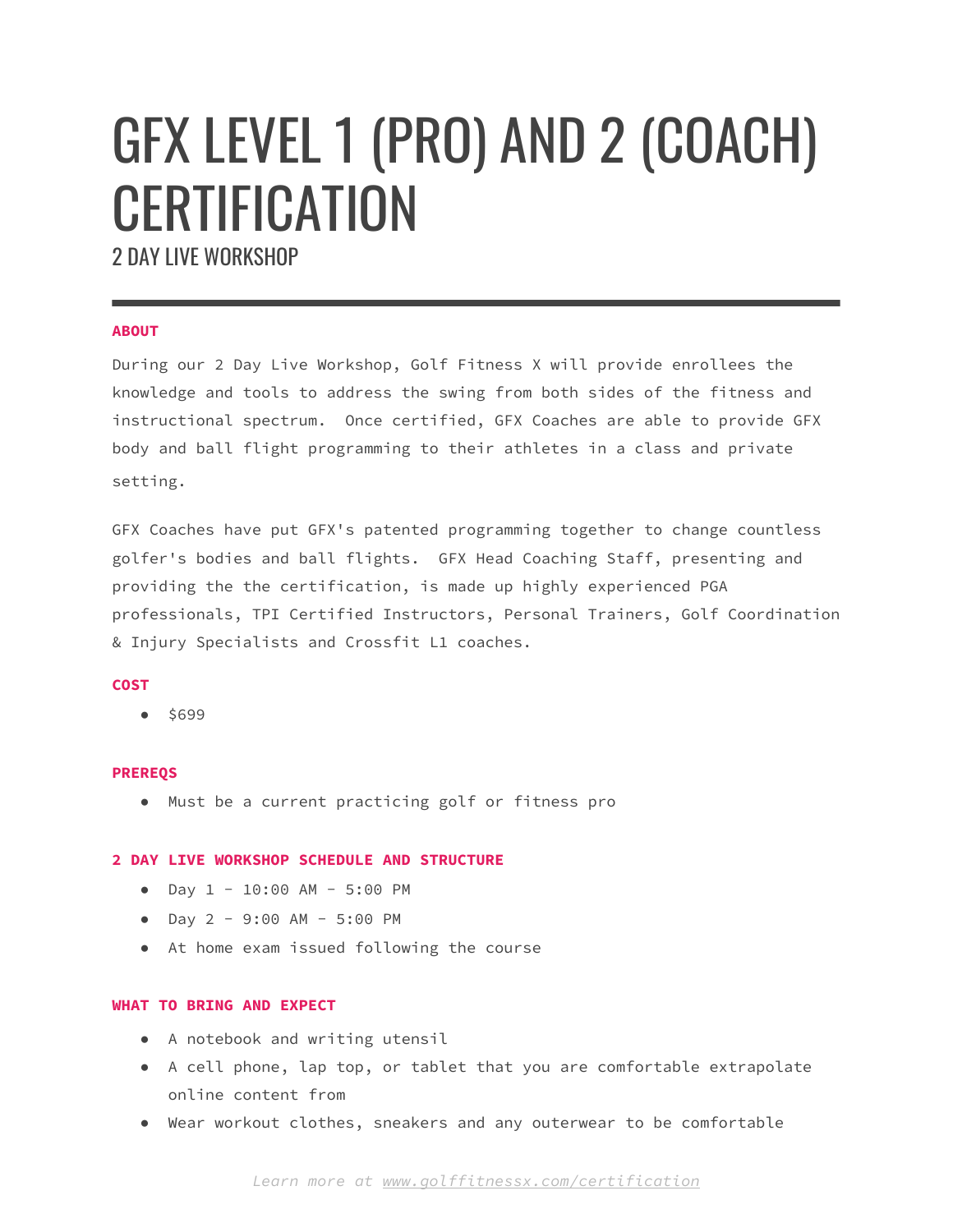# GFX LEVEL 1 (PRO) AND 2 (COACH) CERTIFICATION

## 2 DAY LIVE WORKSHOP

---

### ABOUT

During our 2 Day Live Workshop, Golf Fitness X will provide enrollees the knowledge and tools to address the swing from both sides of the fitness and instructional spectrum. Once certified, GFX Coaches are able to provide GFX body and ball flight programming to their athletes in a class and private setting.

GFX Coaches have put GFX's patented programming together to change countless golfer's bodies and ball flights. GFX Head Coaching Staff, presenting and providing the the certification, is made up highly experienced PGA professionals, TPI Certified Instructors, Personal Trainers, Golf Coordination & Injury Specialists and Crossfit L1 coaches.

### COST

- $699

### PREREQS

- Must be a current practicing golf or fitness pro

### 2 DAY LIVE WORKSHOP SCHEDULE AND STRUCTURE

- Day 1 - 10:00 AM - 5:00 PM
- Day 2 - 9:00 AM - 5:00 PM
- At home exam issued following the course

### WHAT TO BRING AND EXPECT

- A notebook and writing utensil
- A cell phone, lap top, or tablet that you are comfortable extrapolate online content from
- Wear workout clothes, sneakers and any outerwear to be comfortable

*Learn more at [www.golffitnessx.com/certification](http://www.golffitnessx.com/certification)*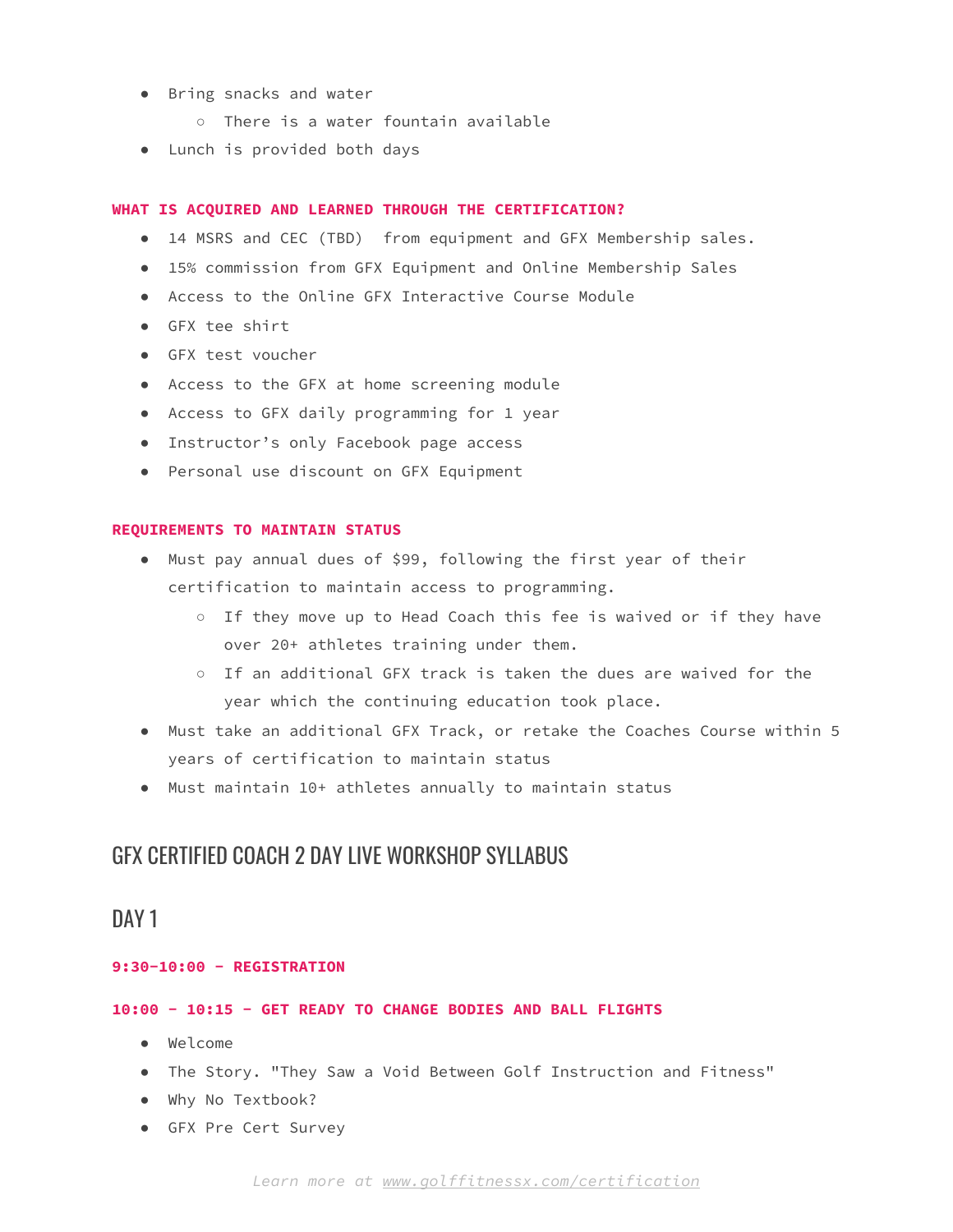- Bring snacks and water
  - There is a water fountain available
- Lunch is provided both days

**WHAT IS ACQUIRED AND LEARNED THROUGH THE CERTIFICATION?**

- 14 MSRS and CEC (TBD)  from equipment and GFX Membership sales.
- 15% commission from GFX Equipment and Online Membership Sales
- Access to the Online GFX Interactive Course Module
- GFX tee shirt
- GFX test voucher
- Access to the GFX at home screening module
- Access to GFX daily programming for 1 year
- Instructor's only Facebook page access
- Personal use discount on GFX Equipment

**REQUIREMENTS TO MAINTAIN STATUS**

- Must pay annual dues of $99, following the first year of their certification to maintain access to programming.
  - If they move up to Head Coach this fee is waived or if they have over 20+ athletes training under them.
  - If an additional GFX track is taken the dues are waived for the year which the continuing education took place.
- Must take an additional GFX Track, or retake the Coaches Course within 5 years of certification to maintain status
- Must maintain 10+ athletes annually to maintain status

# GFX CERTIFIED COACH 2 DAY LIVE WORKSHOP SYLLABUS

## DAY 1

**9:30-10:00 - REGISTRATION**

**10:00 - 10:15 - GET READY TO CHANGE BODIES AND BALL FLIGHTS**

- Welcome
- The Story. "They Saw a Void Between Golf Instruction and Fitness"
- Why No Textbook?
- GFX Pre Cert Survey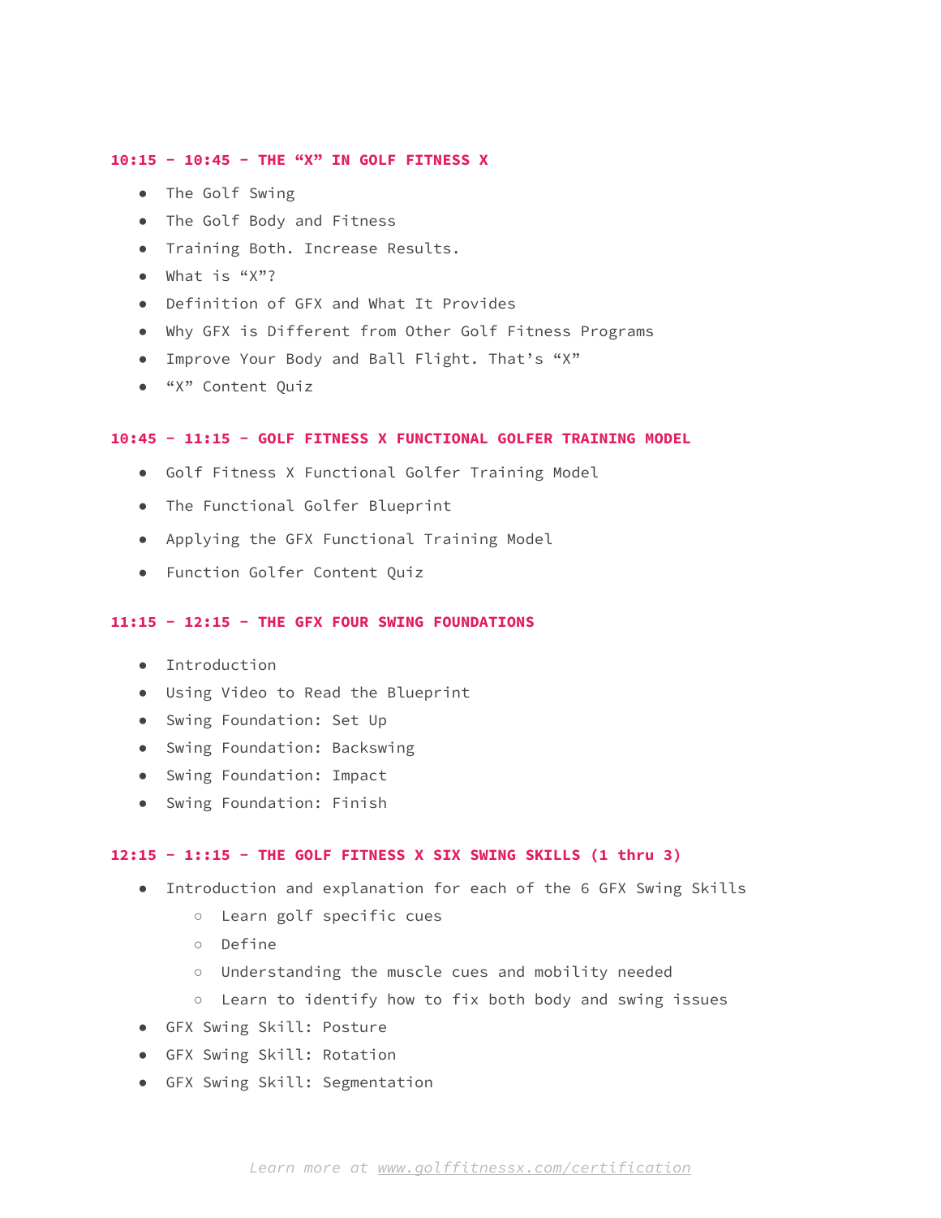### 10:15 - 10:45 - THE "X" IN GOLF FITNESS X

- The Golf Swing
- The Golf Body and Fitness
- Training Both. Increase Results.
- What is "X"?
- Definition of GFX and What It Provides
- Why GFX is Different from Other Golf Fitness Programs
- Improve Your Body and Ball Flight. That's "X"
- "X" Content Quiz

### 10:45 - 11:15 - GOLF FITNESS X FUNCTIONAL GOLFER TRAINING MODEL

- Golf Fitness X Functional Golfer Training Model
- The Functional Golfer Blueprint
- Applying the GFX Functional Training Model
- Function Golfer Content Quiz

### 11:15 - 12:15 - THE GFX FOUR SWING FOUNDATIONS

- Introduction
- Using Video to Read the Blueprint
- Swing Foundation: Set Up
- Swing Foundation: Backswing
- Swing Foundation: Impact
- Swing Foundation: Finish

### 12:15 - 1::15 - THE GOLF FITNESS X SIX SWING SKILLS (1 thru 3)

- Introduction and explanation for each of the 6 GFX Swing Skills
  - Learn golf specific cues
  - Define
  - Understanding the muscle cues and mobility needed
  - Learn to identify how to fix both body and swing issues
- GFX Swing Skill: Posture
- GFX Swing Skill: Rotation
- GFX Swing Skill: Segmentation

*Learn more at [www.golffitnessx.com/certification](www.golffitnessx.com/certification)*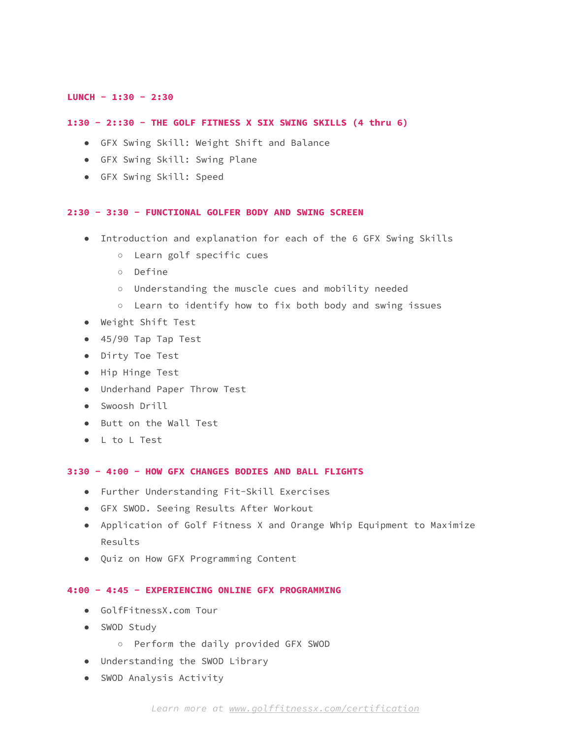**LUNCH - 1:30 - 2:30**

**1:30 - 2::30 - THE GOLF FITNESS X SIX SWING SKILLS (4 thru 6)**

- GFX Swing Skill: Weight Shift and Balance
- GFX Swing Skill: Swing Plane
- GFX Swing Skill: Speed

**2:30 - 3:30 - FUNCTIONAL GOLFER BODY AND SWING SCREEN**

- Introduction and explanation for each of the 6 GFX Swing Skills
  - Learn golf specific cues
  - Define
  - Understanding the muscle cues and mobility needed
  - Learn to identify how to fix both body and swing issues
- Weight Shift Test
- 45/90 Tap Tap Test
- Dirty Toe Test
- Hip Hinge Test
- Underhand Paper Throw Test
- Swoosh Drill
- Butt on the Wall Test
- L to L Test

**3:30 - 4:00 - HOW GFX CHANGES BODIES AND BALL FLIGHTS**

- Further Understanding Fit-Skill Exercises
- GFX SWOD. Seeing Results After Workout
- Application of Golf Fitness X and Orange Whip Equipment to Maximize Results
- Quiz on How GFX Programming Content

**4:00 - 4:45 - EXPERIENCING ONLINE GFX PROGRAMMING**

- GolfFitnessX.com Tour
- SWOD Study
  - Perform the daily provided GFX SWOD
- Understanding the SWOD Library
- SWOD Analysis Activity

*Learn more at [www.golffitnessx.com/certification](www.golffitnessx.com/certification)*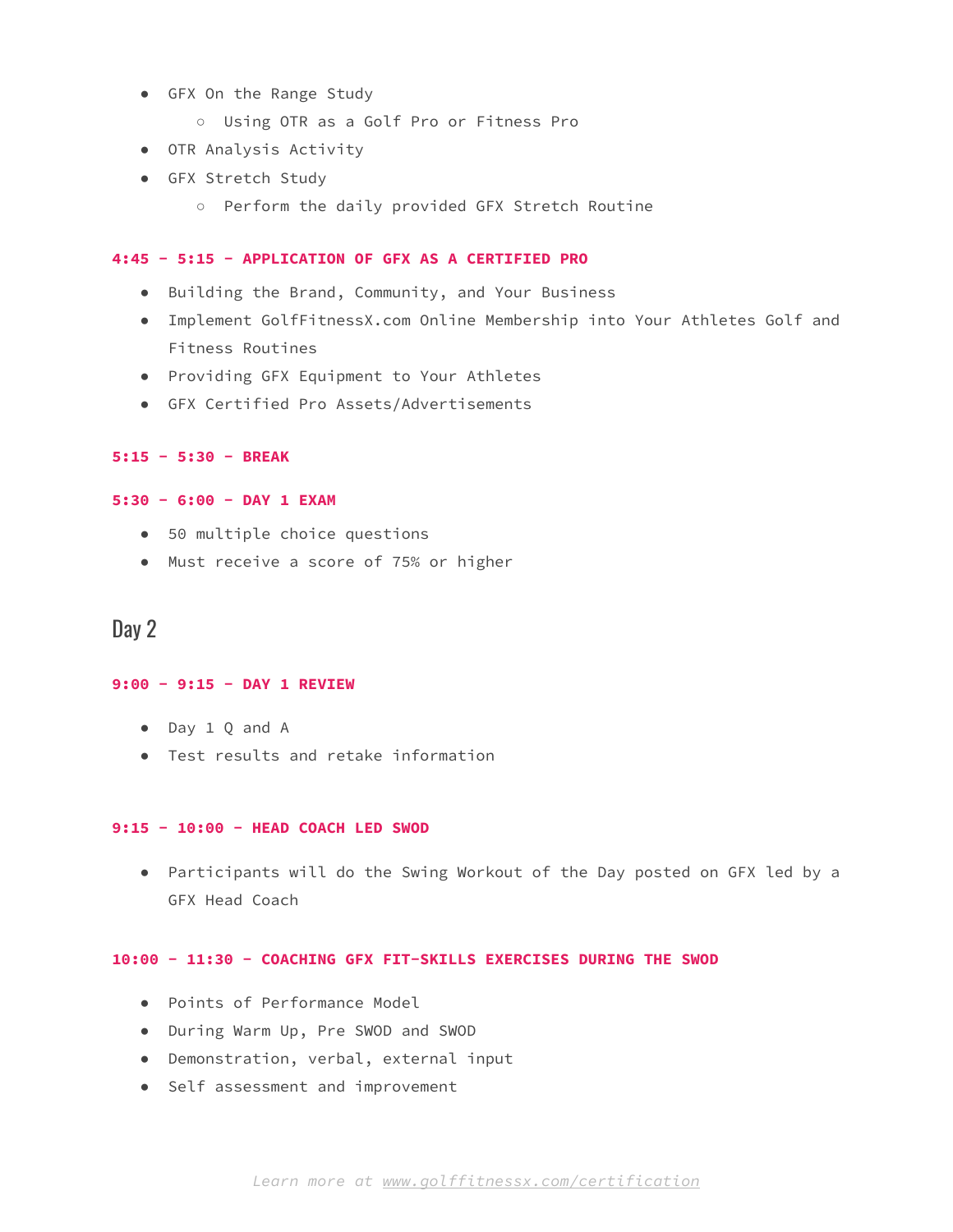- GFX On the Range Study
    - Using OTR as a Golf Pro or Fitness Pro
- OTR Analysis Activity
- GFX Stretch Study
    - Perform the daily provided GFX Stretch Routine

**4:45 - 5:15 - APPLICATION OF GFX AS A CERTIFIED PRO**

- Building the Brand, Community, and Your Business
- Implement GolfFitnessX.com Online Membership into Your Athletes Golf and Fitness Routines
- Providing GFX Equipment to Your Athletes
- GFX Certified Pro Assets/Advertisements

**5:15 - 5:30 - BREAK**

**5:30 - 6:00 - DAY 1 EXAM**

- 50 multiple choice questions
- Must receive a score of 75% or higher

## Day 2

**9:00 - 9:15 - DAY 1 REVIEW**

- Day 1 Q and A
- Test results and retake information

**9:15 - 10:00 - HEAD COACH LED SWOD**

- Participants will do the Swing Workout of the Day posted on GFX led by a GFX Head Coach

**10:00 - 11:30 - COACHING GFX FIT-SKILLS EXERCISES DURING THE SWOD**

- Points of Performance Model
- During Warm Up, Pre SWOD and SWOD
- Demonstration, verbal, external input
- Self assessment and improvement

*Learn more at www.golffitnessx.com/certification*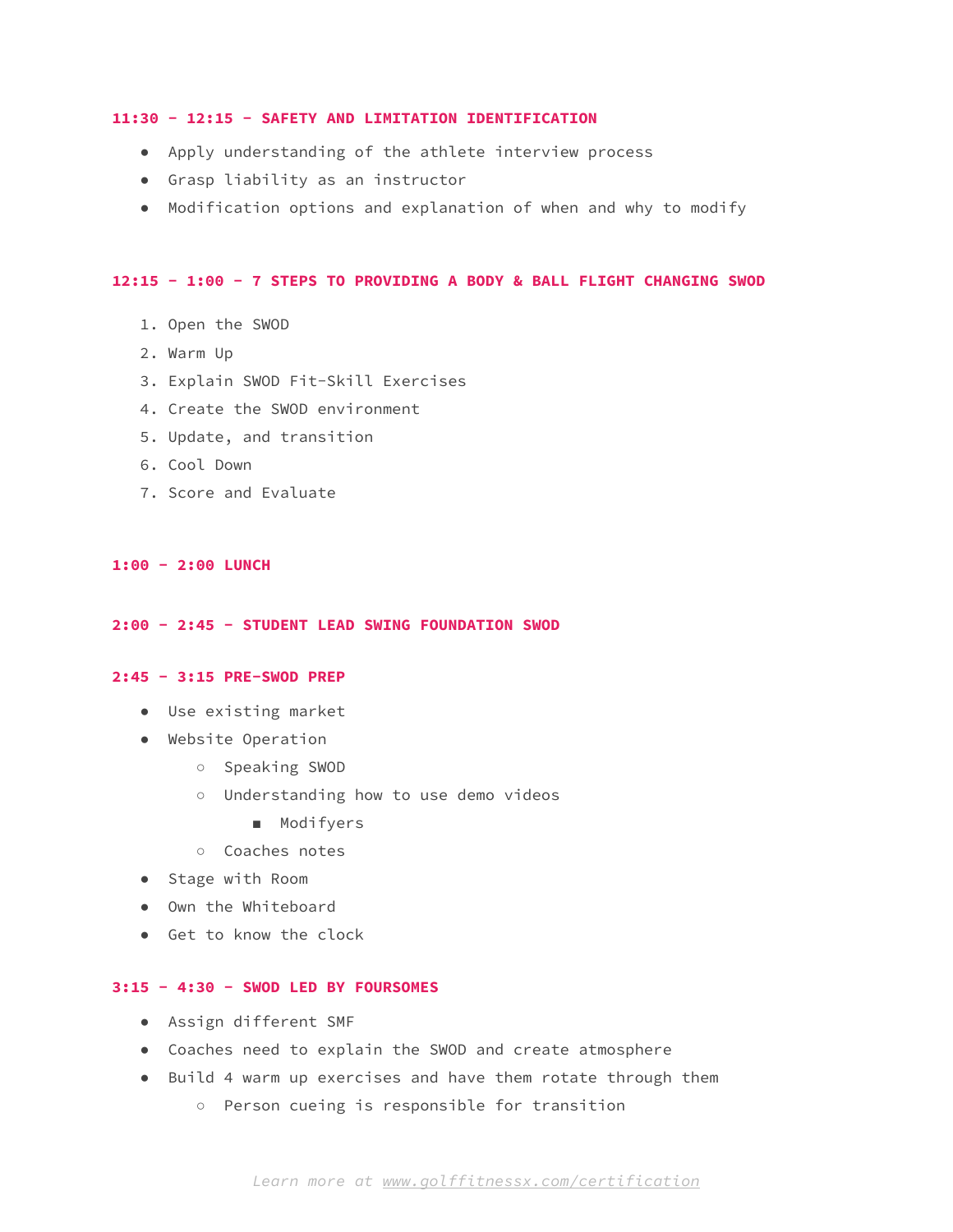### 11:30 - 12:15 - SAFETY AND LIMITATION IDENTIFICATION

- Apply understanding of the athlete interview process
- Grasp liability as an instructor
- Modification options and explanation of when and why to modify

### 12:15 - 1:00 - 7 STEPS TO PROVIDING A BODY & BALL FLIGHT CHANGING SWOD

1. Open the SWOD
2. Warm Up
3. Explain SWOD Fit-Skill Exercises
4. Create the SWOD environment
5. Update, and transition
6. Cool Down
7. Score and Evaluate

### 1:00 - 2:00 LUNCH

### 2:00 - 2:45 - STUDENT LEAD SWING FOUNDATION SWOD

### 2:45 - 3:15 PRE-SWOD PREP

- Use existing market
- Website Operation
  - Speaking SWOD
  - Understanding how to use demo videos
    - Modifyers
  - Coaches notes
- Stage with Room
- Own the Whiteboard
- Get to know the clock

### 3:15 - 4:30 - SWOD LED BY FOURSOMES

- Assign different SMF
- Coaches need to explain the SWOD and create atmosphere
- Build 4 warm up exercises and have them rotate through them
  - Person cueing is responsible for transition

*Learn more at www.golffitnessx.com/certification*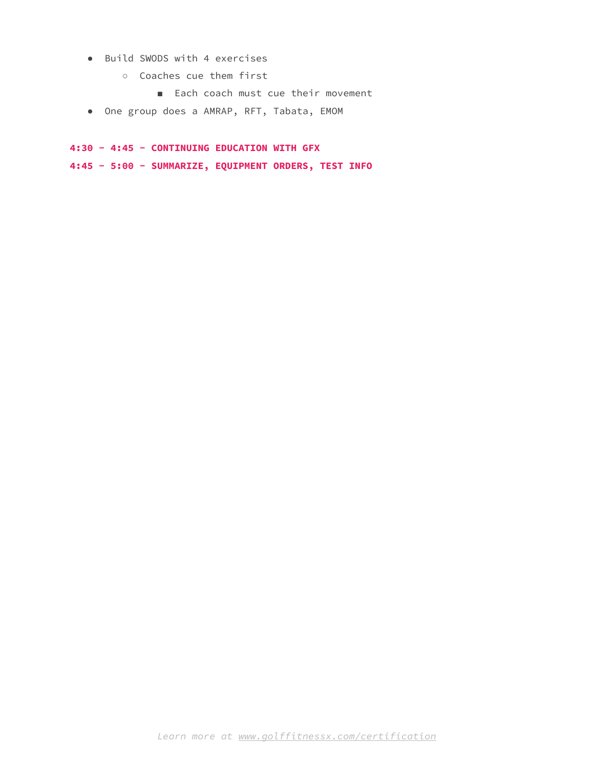- Build SWODS with 4 exercises
    - Coaches cue them first
        - Each coach must cue their movement
- One group does a AMRAP, RFT, Tabata, EMOM

**4:30 - 4:45 - CONTINUING EDUCATION WITH GFX**

**4:45 - 5:00 - SUMMARIZE, EQUIPMENT ORDERS, TEST INFO**